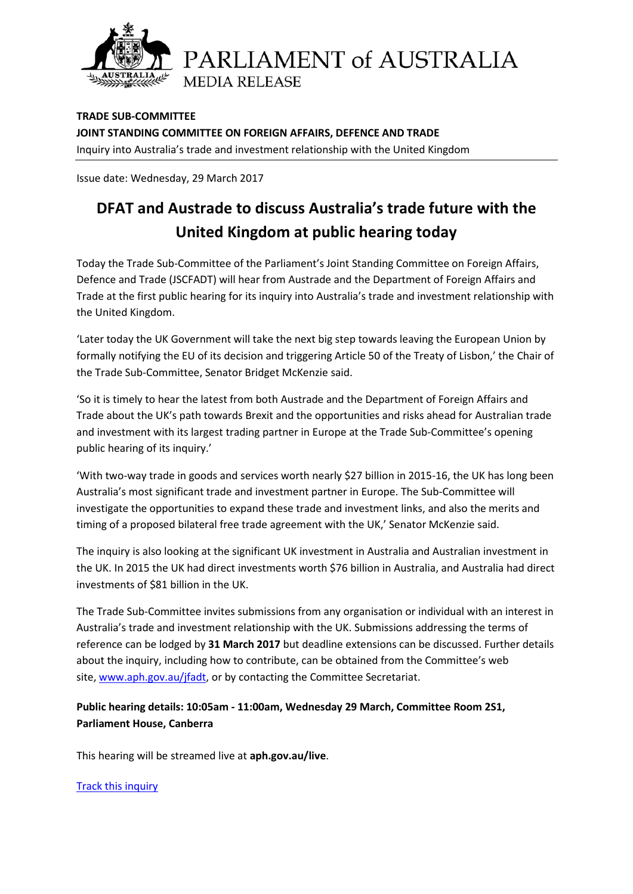PARLIAMENT of AUSTRALIA

MEDIA RELEASE

**TRADE SUB-COMMITTEE**

**JOINT STANDING COMMITTEE ON FOREIGN AFFAIRS, DEFENCE AND TRADE**

Inquiry into Australia's trade and investment relationship with the United Kingdom

Issue date: Wednesday, 29 March 2017

# DFAT and Austrade to discuss Australia's trade future with the United Kingdom at public hearing today

Today the Trade Sub-Committee of the Parliament's Joint Standing Committee on Foreign Affairs, Defence and Trade (JSCFADT) will hear from Austrade and the Department of Foreign Affairs and Trade at the first public hearing for its inquiry into Australia's trade and investment relationship with the United Kingdom.

'Later today the UK Government will take the next big step towards leaving the European Union by formally notifying the EU of its decision and triggering Article 50 of the Treaty of Lisbon,' the Chair of the Trade Sub-Committee, Senator Bridget McKenzie said.

'So it is timely to hear the latest from both Austrade and the Department of Foreign Affairs and Trade about the UK's path towards Brexit and the opportunities and risks ahead for Australian trade and investment with its largest trading partner in Europe at the Trade Sub-Committee's opening public hearing of its inquiry.'

'With two-way trade in goods and services worth nearly $27 billion in 2015-16, the UK has long been Australia's most significant trade and investment partner in Europe. The Sub-Committee will investigate the opportunities to expand these trade and investment links, and also the merits and timing of a proposed bilateral free trade agreement with the UK,' Senator McKenzie said.

The inquiry is also looking at the significant UK investment in Australia and Australian investment in the UK. In 2015 the UK had direct investments worth $76 billion in Australia, and Australia had direct investments of $81 billion in the UK.

The Trade Sub-Committee invites submissions from any organisation or individual with an interest in Australia's trade and investment relationship with the UK. Submissions addressing the terms of reference can be lodged by **31 March 2017** but deadline extensions can be discussed. Further details about the inquiry, including how to contribute, can be obtained from the Committee's web site, www.aph.gov.au/jfadt, or by contacting the Committee Secretariat.

**Public hearing details: 10:05am - 11:00am, Wednesday 29 March, Committee Room 2S1, Parliament House, Canberra**

This hearing will be streamed live at **aph.gov.au/live**.

Track this inquiry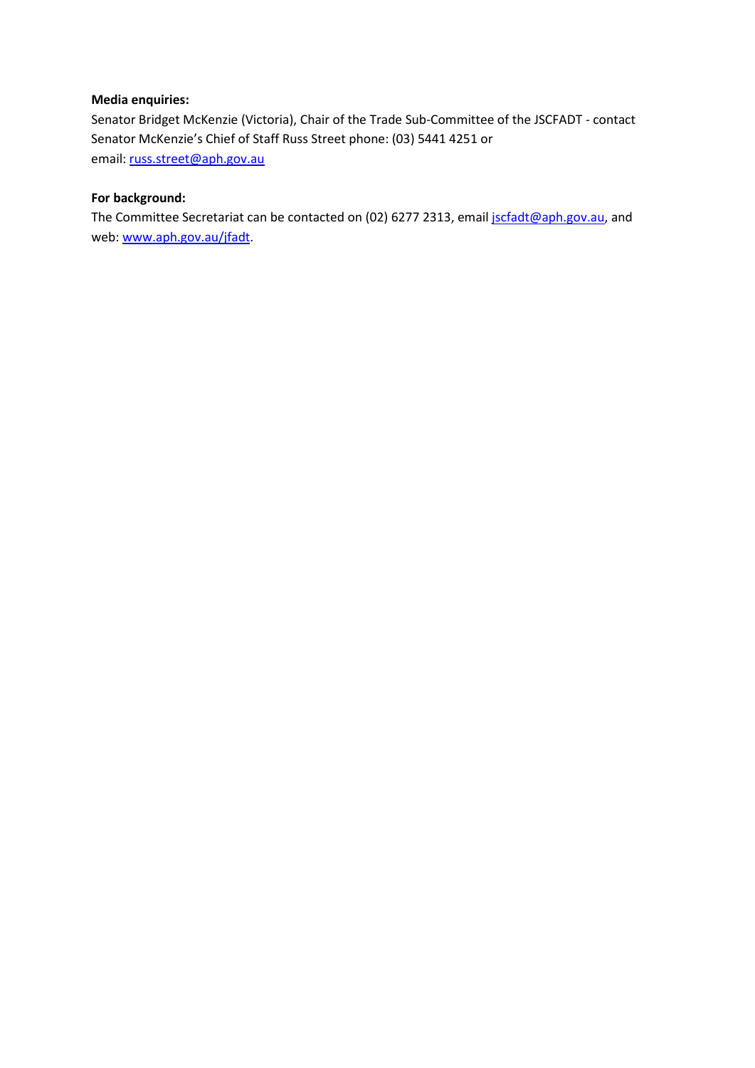**Media enquiries:**

Senator Bridget McKenzie (Victoria), Chair of the Trade Sub-Committee of the JSCFADT - contact Senator McKenzie's Chief of Staff Russ Street phone: (03) 5441 4251 or email: russ.street@aph.gov.au

**For background:**

The Committee Secretariat can be contacted on (02) 6277 2313, email jscfadt@aph.gov.au, and web: www.aph.gov.au/jfadt.